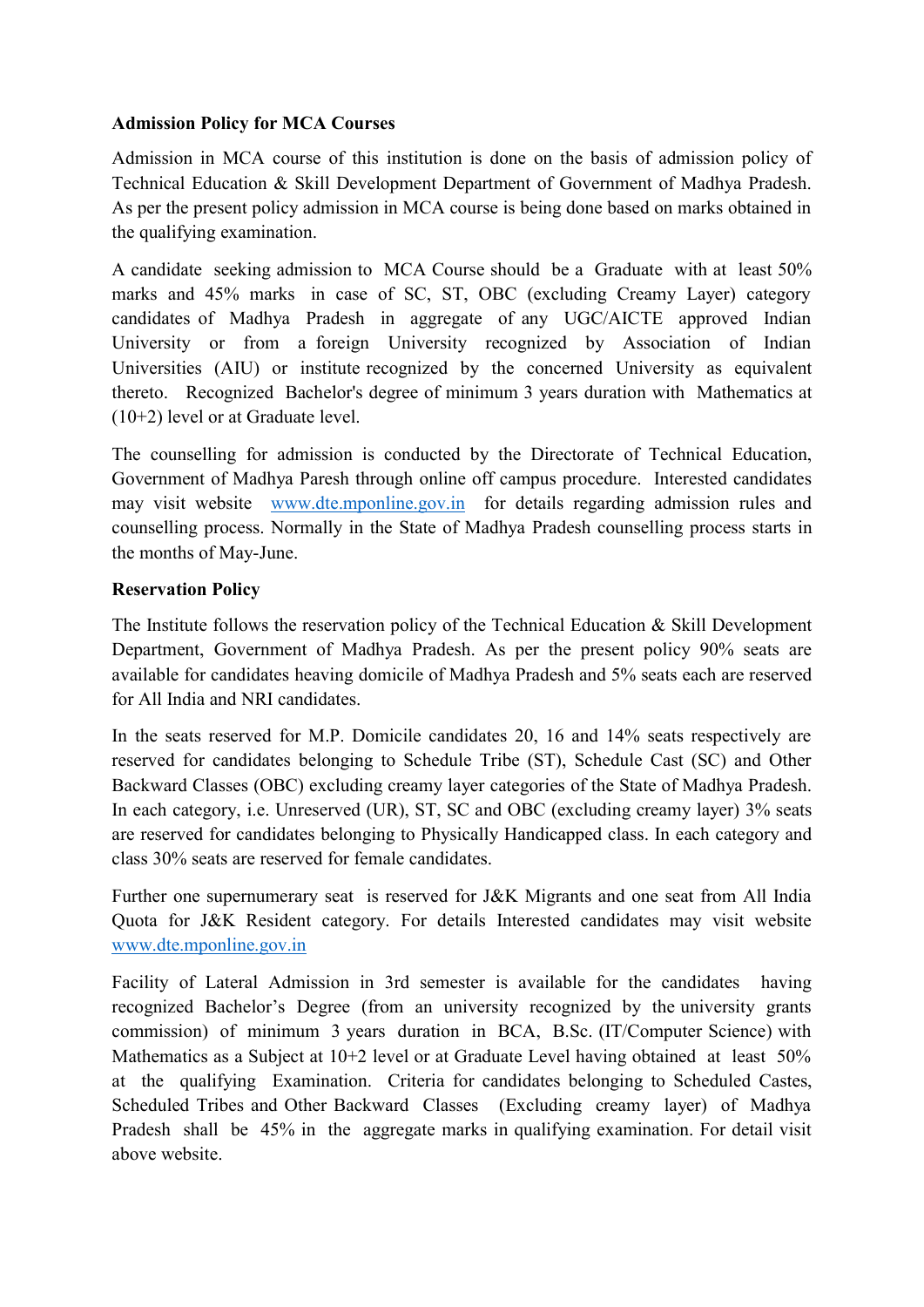**Admission Policy for MCA Courses**

Admission in MCA course of this institution is done on the basis of admission policy of Technical Education & Skill Development Department of Government of Madhya Pradesh. As per the present policy admission in MCA course is being done based on marks obtained in the qualifying examination.

A candidate seeking admission to MCA Course should be a Graduate with at least 50% marks and 45% marks in case of SC, ST, OBC (excluding Creamy Layer) category candidates of Madhya Pradesh in aggregate of any UGC/AICTE approved Indian University or from a foreign University recognized by Association of Indian Universities (AIU) or institute recognized by the concerned University as equivalent thereto. Recognized Bachelor's degree of minimum 3 years duration with Mathematics at (10+2) level or at Graduate level.

The counselling for admission is conducted by the Directorate of Technical Education, Government of Madhya Paresh through online off campus procedure. Interested candidates may visit website [www.dte.mponline.gov.in](http://www.dte.mponline.gov.in) for details regarding admission rules and counselling process. Normally in the State of Madhya Pradesh counselling process starts in the months of May-June.

**Reservation Policy**

The Institute follows the reservation policy of the Technical Education & Skill Development Department, Government of Madhya Pradesh. As per the present policy 90% seats are available for candidates heaving domicile of Madhya Pradesh and 5% seats each are reserved for All India and NRI candidates.

In the seats reserved for M.P. Domicile candidates 20, 16 and 14% seats respectively are reserved for candidates belonging to Schedule Tribe (ST), Schedule Cast (SC) and Other Backward Classes (OBC) excluding creamy layer categories of the State of Madhya Pradesh. In each category, i.e. Unreserved (UR), ST, SC and OBC (excluding creamy layer) 3% seats are reserved for candidates belonging to Physically Handicapped class. In each category and class 30% seats are reserved for female candidates.

Further one supernumerary seat is reserved for J&K Migrants and one seat from All India Quota for J&K Resident category. For details Interested candidates may visit website [www.dte.mponline.gov.in](http://www.dte.mponline.gov.in)

Facility of Lateral Admission in 3rd semester is available for the candidates having recognized Bachelor's Degree (from an university recognized by the university grants commission) of minimum 3 years duration in BCA, B.Sc. (IT/Computer Science) with Mathematics as a Subject at 10+2 level or at Graduate Level having obtained at least 50% at the qualifying Examination. Criteria for candidates belonging to Scheduled Castes, Scheduled Tribes and Other Backward Classes (Excluding creamy layer) of Madhya Pradesh shall be 45% in the aggregate marks in qualifying examination. For detail visit above website.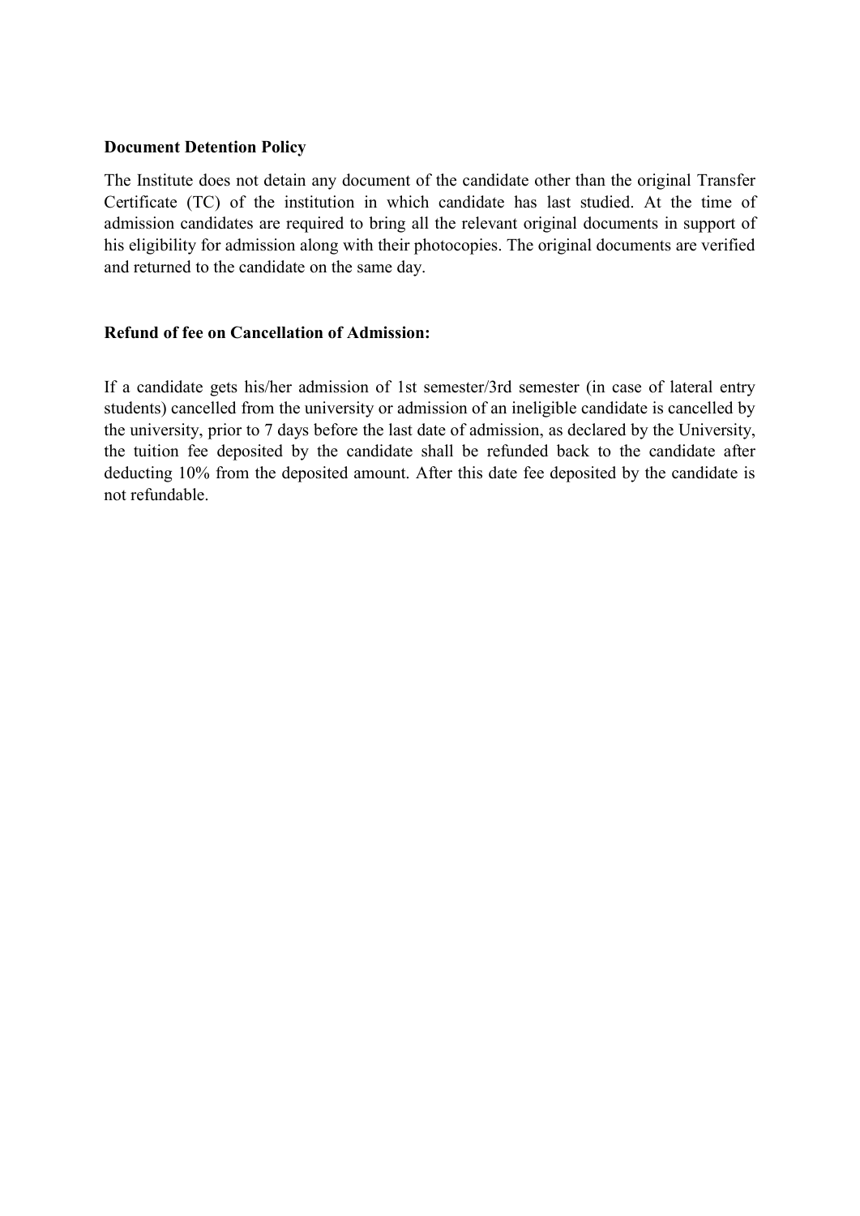**Document Detention Policy**

The Institute does not detain any document of the candidate other than the original Transfer Certificate (TC) of the institution in which candidate has last studied. At the time of admission candidates are required to bring all the relevant original documents in support of his eligibility for admission along with their photocopies. The original documents are verified and returned to the candidate on the same day.

**Refund of fee on Cancellation of Admission:**

If a candidate gets his/her admission of 1st semester/3rd semester (in case of lateral entry students) cancelled from the university or admission of an ineligible candidate is cancelled by the university, prior to 7 days before the last date of admission, as declared by the University, the tuition fee deposited by the candidate shall be refunded back to the candidate after deducting 10% from the deposited amount. After this date fee deposited by the candidate is not refundable.